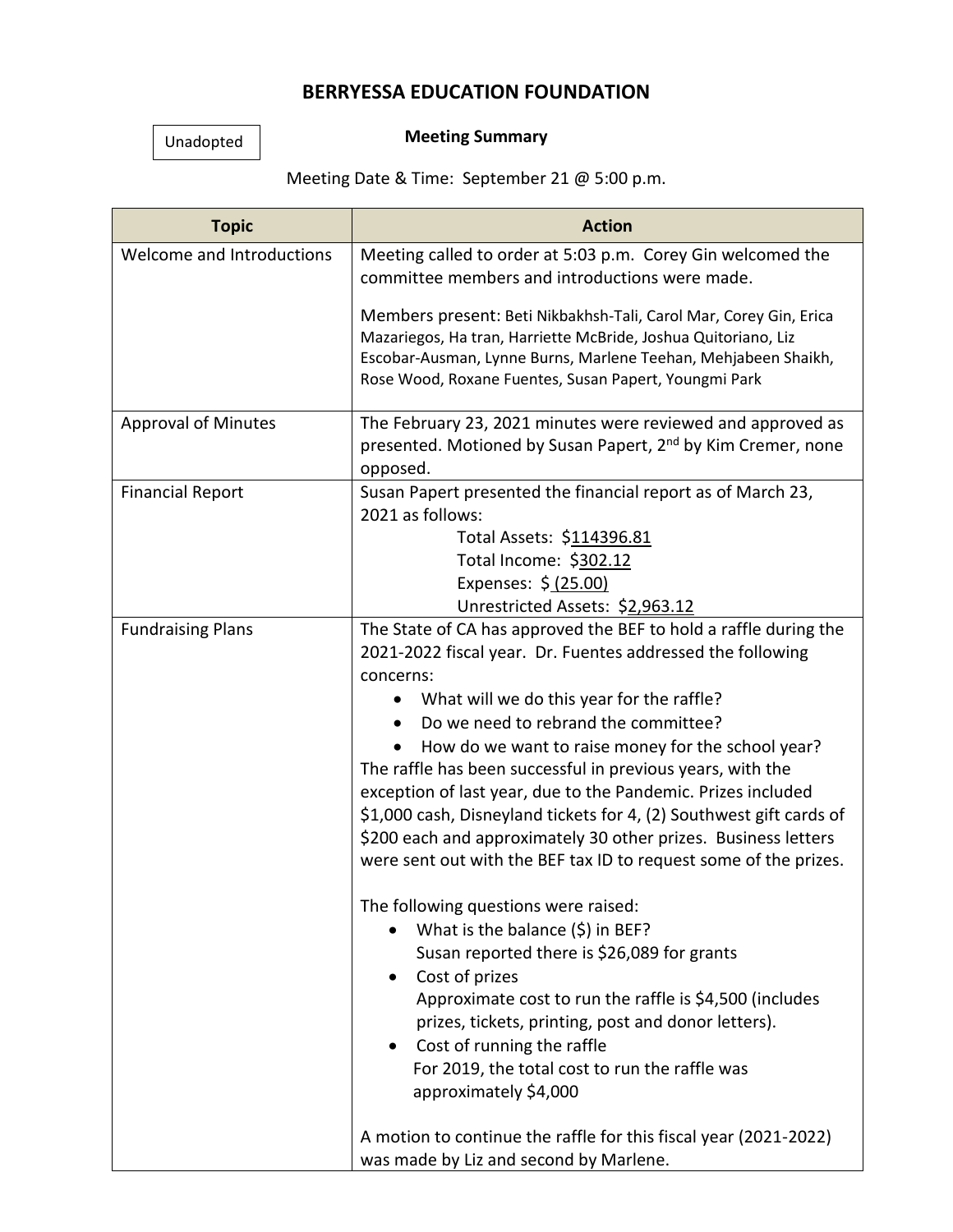# BERRYESSA EDUCATION FOUNDATION

Unadopted

**Meeting Summary**

Meeting Date & Time: September 21 @ 5:00 p.m.

| Topic | Action |
|---|---|
| Welcome and Introductions | Meeting called to order at 5:03 p.m. Corey Gin welcomed the committee members and introductions were made.<br><br>Members present: Beti Nikbakhsh-Tali, Carol Mar, Corey Gin, Erica Mazariegos, Ha tran, Harriette McBride, Joshua Quitoriano, Liz Escobar-Ausman, Lynne Burns, Marlene Teehan, Mehjabeen Shaikh, Rose Wood, Roxane Fuentes, Susan Papert, Youngmi Park |
| Approval of Minutes | The February 23, 2021 minutes were reviewed and approved as presented. Motioned by Susan Papert, 2nd by Kim Cremer, none opposed. |
| Financial Report | Susan Papert presented the financial report as of March 23, 2021 as follows:<br>Total Assets: $114396.81<br>Total Income: $302.12<br>Expenses: $ (25.00)<br>Unrestricted Assets: $2,963.12 |
| Fundraising Plans | The State of CA has approved the BEF to hold a raffle during the 2021-2022 fiscal year. Dr. Fuentes addressed the following concerns:<br>• What will we do this year for the raffle?<br>• Do we need to rebrand the committee?<br>• How do we want to raise money for the school year?<br>The raffle has been successful in previous years, with the exception of last year, due to the Pandemic. Prizes included $1,000 cash, Disneyland tickets for 4, (2) Southwest gift cards of $200 each and approximately 30 other prizes. Business letters were sent out with the BEF tax ID to request some of the prizes.<br><br>The following questions were raised:<br>• What is the balance ($) in BEF?<br>Susan reported there is $26,089 for grants<br>• Cost of prizes<br>Approximate cost to run the raffle is $4,500 (includes prizes, tickets, printing, post and donor letters).<br>• Cost of running the raffle<br>For 2019, the total cost to run the raffle was approximately $4,000<br><br>A motion to continue the raffle for this fiscal year (2021-2022) was made by Liz and second by Marlene. |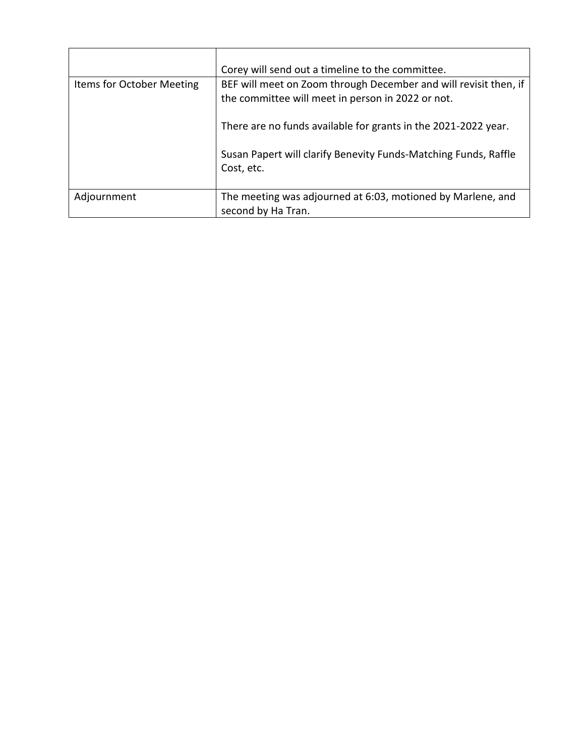| | |
|---|---|
| | Corey will send out a timeline to the committee. |
| Items for October Meeting | BEF will meet on Zoom through December and will revisit then, if the committee will meet in person in 2022 or not.<br><br>There are no funds available for grants in the 2021-2022 year.<br><br>Susan Papert will clarify Benevity Funds-Matching Funds, Raffle Cost, etc. |
| Adjournment | The meeting was adjourned at 6:03, motioned by Marlene, and second by Ha Tran. |